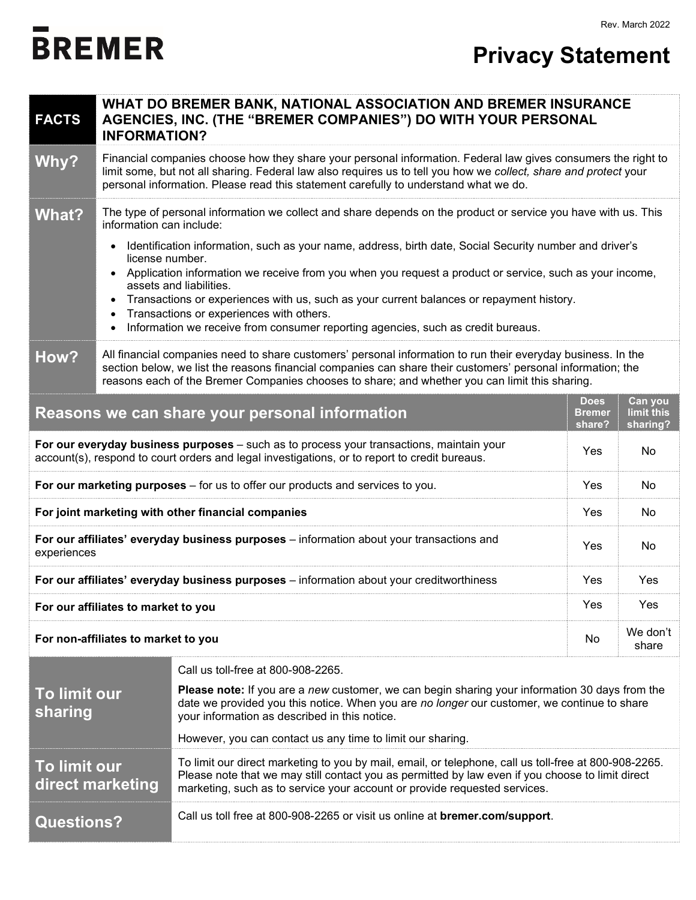BREMER

Rev. March 2022

# Privacy Statement

| FACTS | WHAT DO BREMER BANK, NATIONAL ASSOCIATION AND BREMER INSURANCE AGENCIES, INC. (THE "BREMER COMPANIES") DO WITH YOUR PERSONAL INFORMATION? |
|---|---|
| **Why?** | Financial companies choose how they share your personal information. Federal law gives consumers the right to limit some, but not all sharing. Federal law also requires us to tell you how we *collect, share and protect* your personal information. Please read this statement carefully to understand what we do. |
| **What?** | The type of personal information we collect and share depends on the product or service you have with us. This information can include:<br>• Identification information, such as your name, address, birth date, Social Security number and driver's license number.<br>• Application information we receive from you when you request a product or service, such as your income, assets and liabilities.<br>• Transactions or experiences with us, such as your current balances or repayment history.<br>• Transactions or experiences with others.<br>• Information we receive from consumer reporting agencies, such as credit bureaus. |
| **How?** | All financial companies need to share customers' personal information to run their everyday business. In the section below, we list the reasons financial companies can share their customers' personal information; the reasons each of the Bremer Companies chooses to share; and whether you can limit this sharing. |

| Reasons we can share your personal information | Does Bremer share? | Can you limit this sharing? |
|---|---|---|
| **For our everyday business purposes** – such as to process your transactions, maintain your account(s), respond to court orders and legal investigations, or to report to credit bureaus. | Yes | No |
| **For our marketing purposes** – for us to offer our products and services to you. | Yes | No |
| **For joint marketing with other financial companies** | Yes | No |
| **For our affiliates' everyday business purposes** – information about your transactions and experiences | Yes | No |
| **For our affiliates' everyday business purposes** – information about your creditworthiness | Yes | Yes |
| **For our affiliates to market to you** | Yes | Yes |
| **For non-affiliates to market to you** | No | We don't share |

| | |
|---|---|
| **To limit our sharing** | Call us toll-free at 800-908-2265.<br>**Please note:** If you are a *new* customer, we can begin sharing your information 30 days from the date we provided you this notice. When you are *no longer* our customer, we continue to share your information as described in this notice.<br>However, you can contact us any time to limit our sharing. |
| **To limit our direct marketing** | To limit our direct marketing to you by mail, email, or telephone, call us toll-free at 800-908-2265. Please note that we may still contact you as permitted by law even if you choose to limit direct marketing, such as to service your account or provide requested services. |
| **Questions?** | Call us toll free at 800-908-2265 or visit us online at **bremer.com/support**. |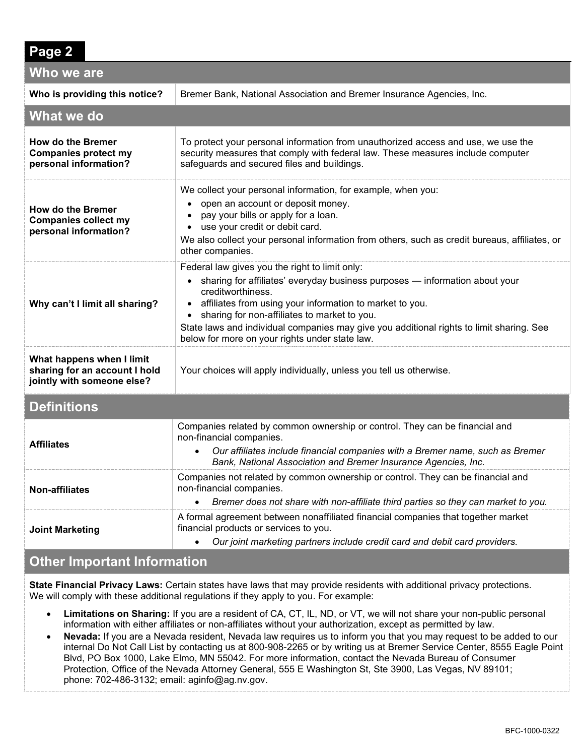## Page 2

### Who we are

| | |
|---|---|
| **Who is providing this notice?** | Bremer Bank, National Association and Bremer Insurance Agencies, Inc. |

### What we do

| | |
|---|---|
| **How do the Bremer Companies protect my personal information?** | To protect your personal information from unauthorized access and use, we use the security measures that comply with federal law. These measures include computer safeguards and secured files and buildings. |
| **How do the Bremer Companies collect my personal information?** | We collect your personal information, for example, when you: <br>• open an account or deposit money. <br>• pay your bills or apply for a loan. <br>• use your credit or debit card. <br>We also collect your personal information from others, such as credit bureaus, affiliates, or other companies. |
| **Why can't I limit all sharing?** | Federal law gives you the right to limit only: <br>• sharing for affiliates' everyday business purposes — information about your creditworthiness. <br>• affiliates from using your information to market to you. <br>• sharing for non-affiliates to market to you. <br>State laws and individual companies may give you additional rights to limit sharing. See below for more on your rights under state law. |
| **What happens when I limit sharing for an account I hold jointly with someone else?** | Your choices will apply individually, unless you tell us otherwise. |

### Definitions

| | |
|---|---|
| **Affiliates** | Companies related by common ownership or control. They can be financial and non-financial companies. <br>• *Our affiliates include financial companies with a Bremer name, such as Bremer Bank, National Association and Bremer Insurance Agencies, Inc.* |
| **Non-affiliates** | Companies not related by common ownership or control. They can be financial and non-financial companies. <br>• *Bremer does not share with non-affiliate third parties so they can market to you.* |
| **Joint Marketing** | A formal agreement between nonaffiliated financial companies that together market financial products or services to you. <br>• *Our joint marketing partners include credit card and debit card providers.* |

### Other Important Information

**State Financial Privacy Laws:** Certain states have laws that may provide residents with additional privacy protections. We will comply with these additional regulations if they apply to you. For example:

- **Limitations on Sharing:** If you are a resident of CA, CT, IL, ND, or VT, we will not share your non-public personal information with either affiliates or non-affiliates without your authorization, except as permitted by law.
- **Nevada:** If you are a Nevada resident, Nevada law requires us to inform you that you may request to be added to our internal Do Not Call List by contacting us at 800-908-2265 or by writing us at Bremer Service Center, 8555 Eagle Point Blvd, PO Box 1000, Lake Elmo, MN 55042. For more information, contact the Nevada Bureau of Consumer Protection, Office of the Nevada Attorney General, 555 E Washington St, Ste 3900, Las Vegas, NV 89101; phone: 702-486-3132; email: aginfo@ag.nv.gov.

BFC-1000-0322